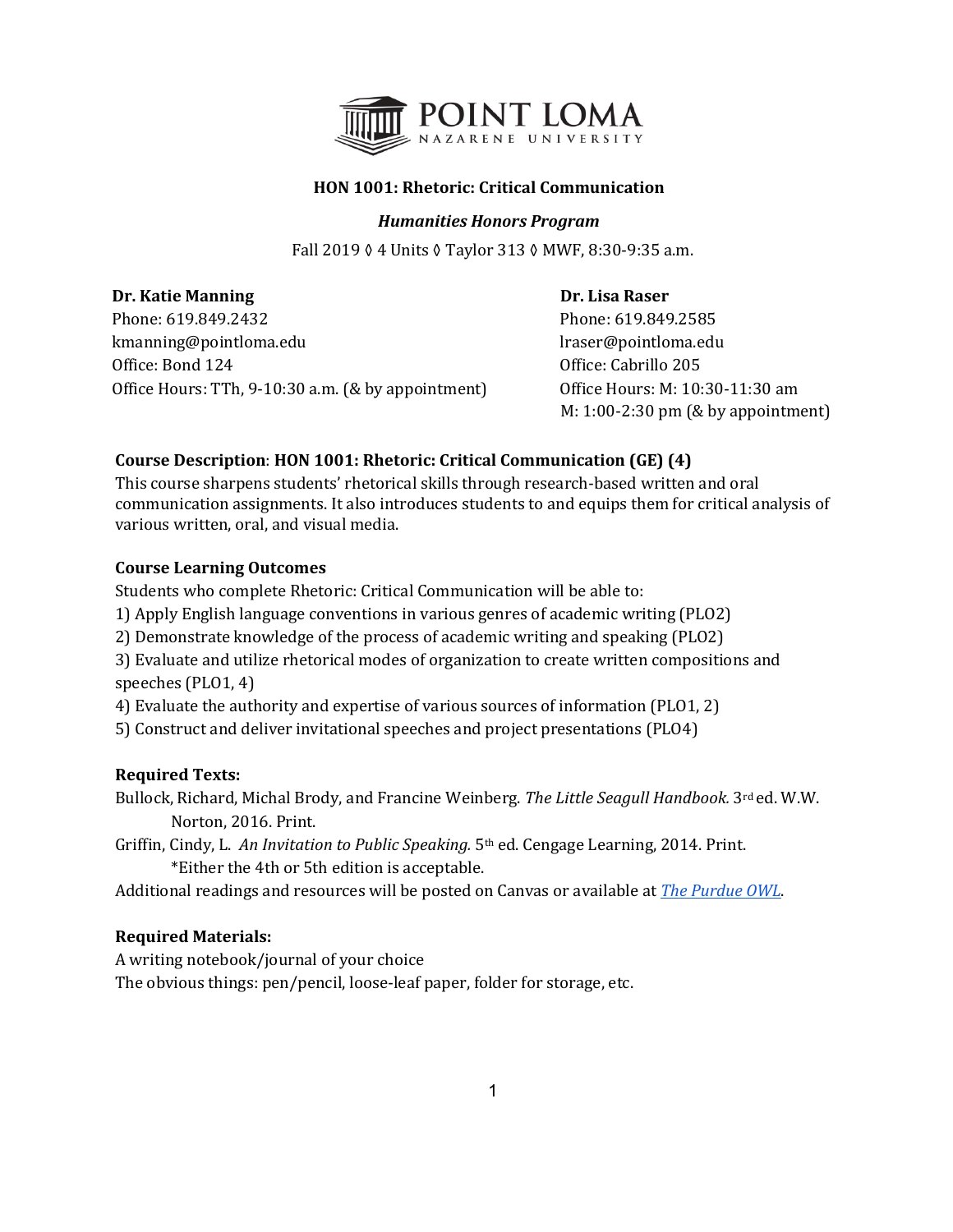POINT LOMA NAZARENE UNIVERSITY

**HON 1001: Rhetoric: Critical Communication**

***Humanities Honors Program***

Fall 2019 ◊ 4 Units ◊ Taylor 313 ◊ MWF, 8:30-9:35 a.m.

**Dr. Katie Manning**
Phone: 619.849.2432
kmanning@pointloma.edu
Office: Bond 124
Office Hours: TTh, 9-10:30 a.m. (& by appointment)

**Dr. Lisa Raser**
Phone: 619.849.2585
lraser@pointloma.edu
Office: Cabrillo 205
Office Hours: M: 10:30-11:30 am
M: 1:00-2:30 pm (& by appointment)

**Course Description**: **HON 1001: Rhetoric: Critical Communication (GE) (4)**
This course sharpens students' rhetorical skills through research-based written and oral communication assignments. It also introduces students to and equips them for critical analysis of various written, oral, and visual media.

**Course Learning Outcomes**
Students who complete Rhetoric: Critical Communication will be able to:
1) Apply English language conventions in various genres of academic writing (PLO2)
2) Demonstrate knowledge of the process of academic writing and speaking (PLO2)
3) Evaluate and utilize rhetorical modes of organization to create written compositions and speeches (PLO1, 4)
4) Evaluate the authority and expertise of various sources of information (PLO1, 2)
5) Construct and deliver invitational speeches and project presentations (PLO4)

**Required Texts:**
Bullock, Richard, Michal Brody, and Francine Weinberg. *The Little Seagull Handbook.* 3rd ed. W.W. Norton, 2016. Print.
Griffin, Cindy, L. *An Invitation to Public Speaking.* 5th ed. Cengage Learning, 2014. Print.
*Either the 4th or 5th edition is acceptable.
Additional readings and resources will be posted on Canvas or available at *The Purdue OWL*.

**Required Materials:**
A writing notebook/journal of your choice
The obvious things: pen/pencil, loose-leaf paper, folder for storage, etc.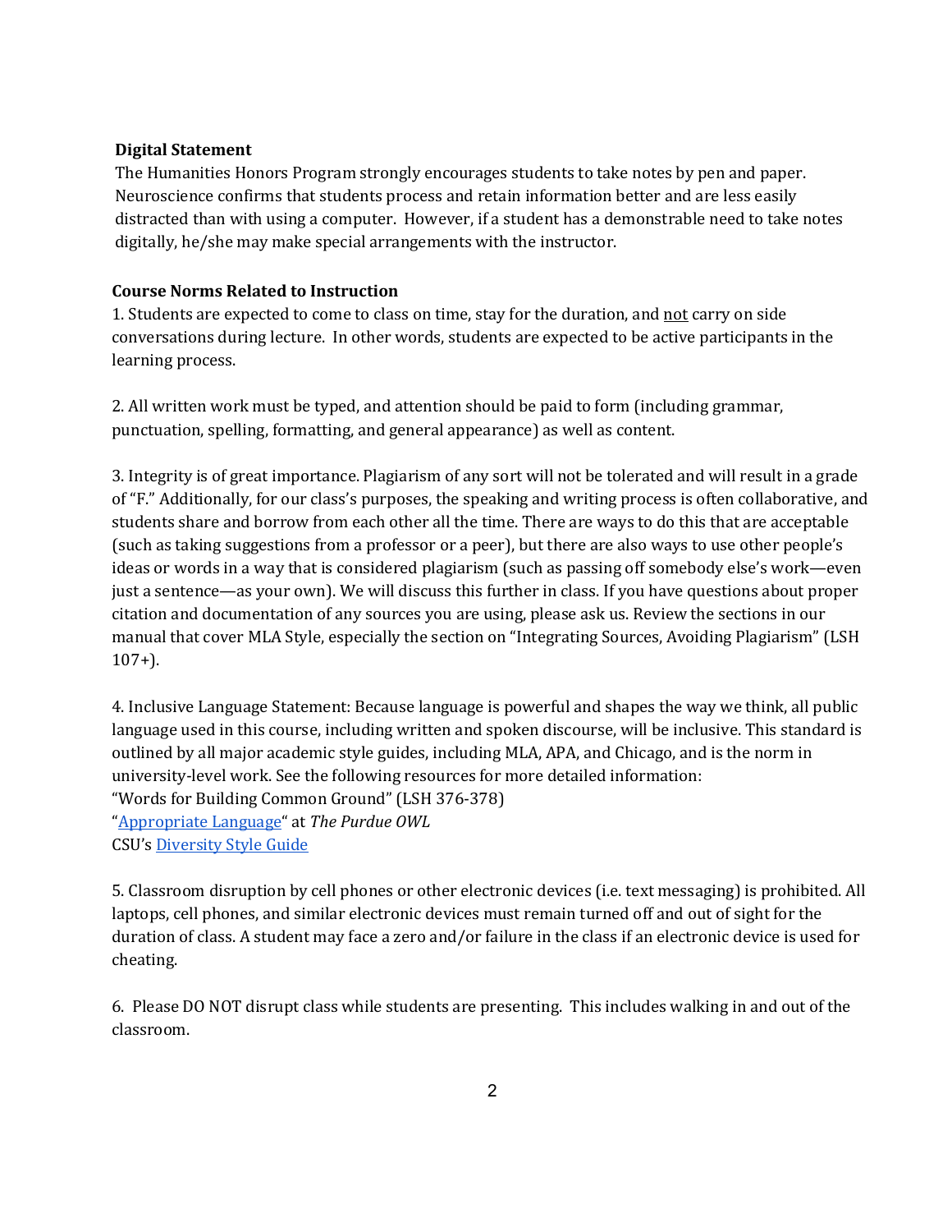**Digital Statement**

The Humanities Honors Program strongly encourages students to take notes by pen and paper. Neuroscience confirms that students process and retain information better and are less easily distracted than with using a computer. However, if a student has a demonstrable need to take notes digitally, he/she may make special arrangements with the instructor.

**Course Norms Related to Instruction**

1. Students are expected to come to class on time, stay for the duration, and <u>not</u> carry on side conversations during lecture. In other words, students are expected to be active participants in the learning process.

2. All written work must be typed, and attention should be paid to form (including grammar, punctuation, spelling, formatting, and general appearance) as well as content.

3. Integrity is of great importance. Plagiarism of any sort will not be tolerated and will result in a grade of "F." Additionally, for our class's purposes, the speaking and writing process is often collaborative, and students share and borrow from each other all the time. There are ways to do this that are acceptable (such as taking suggestions from a professor or a peer), but there are also ways to use other people's ideas or words in a way that is considered plagiarism (such as passing off somebody else's work—even just a sentence—as your own). We will discuss this further in class. If you have questions about proper citation and documentation of any sources you are using, please ask us. Review the sections in our manual that cover MLA Style, especially the section on "Integrating Sources, Avoiding Plagiarism" (LSH 107+).

4. Inclusive Language Statement: Because language is powerful and shapes the way we think, all public language used in this course, including written and spoken discourse, will be inclusive. This standard is outlined by all major academic style guides, including MLA, APA, and Chicago, and is the norm in university-level work. See the following resources for more detailed information:
"Words for Building Common Ground" (LSH 376-378)
"Appropriate Language" at *The Purdue OWL*
CSU's Diversity Style Guide

5. Classroom disruption by cell phones or other electronic devices (i.e. text messaging) is prohibited. All laptops, cell phones, and similar electronic devices must remain turned off and out of sight for the duration of class. A student may face a zero and/or failure in the class if an electronic device is used for cheating.

6. Please DO NOT disrupt class while students are presenting. This includes walking in and out of the classroom.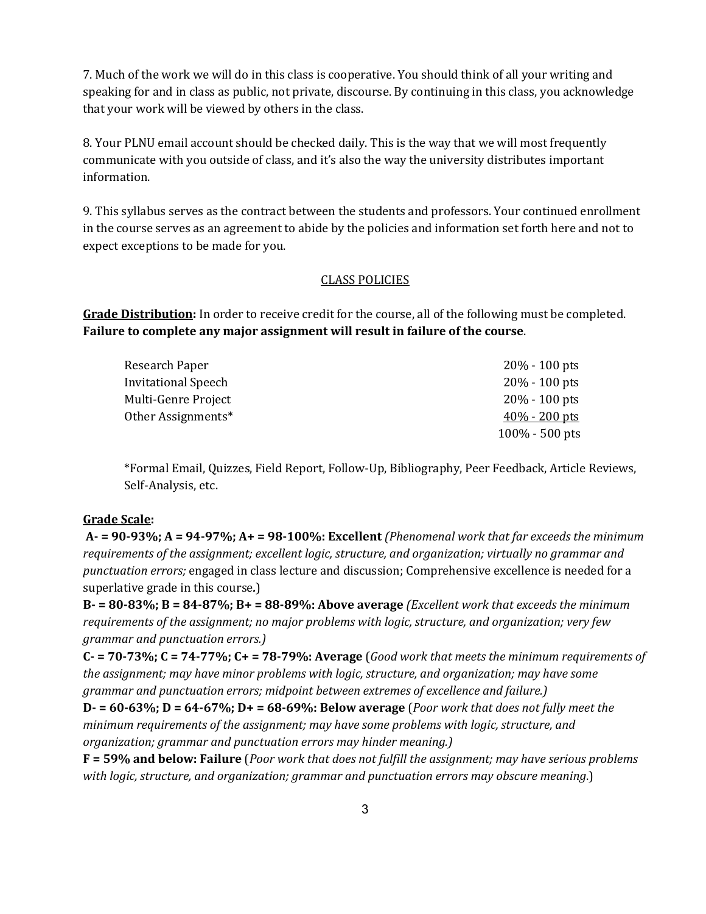7. Much of the work we will do in this class is cooperative. You should think of all your writing and speaking for and in class as public, not private, discourse. By continuing in this class, you acknowledge that your work will be viewed by others in the class.

8. Your PLNU email account should be checked daily. This is the way that we will most frequently communicate with you outside of class, and it's also the way the university distributes important information.

9. This syllabus serves as the contract between the students and professors. Your continued enrollment in the course serves as an agreement to abide by the policies and information set forth here and not to expect exceptions to be made for you.

## CLASS POLICIES

**Grade Distribution:** In order to receive credit for the course, all of the following must be completed. **Failure to complete any major assignment will result in failure of the course**.

| | |
|---|---|
| Research Paper | 20% - 100 pts |
| Invitational Speech | 20% - 100 pts |
| Multi-Genre Project | 20% - 100 pts |
| Other Assignments* | 40% - 200 pts |
| | 100% - 500 pts |

*Formal Email, Quizzes, Field Report, Follow-Up, Bibliography, Peer Feedback, Article Reviews, Self-Analysis, etc.

**Grade Scale:**

**A- = 90-93%; A = 94-97%; A+ = 98-100%: Excellent** *(Phenomenal work that far exceeds the minimum requirements of the assignment; excellent logic, structure, and organization; virtually no grammar and punctuation errors;* engaged in class lecture and discussion; Comprehensive excellence is needed for a superlative grade in this course**.**)

**B- = 80-83%; B = 84-87%; B+ = 88-89%: Above average** *(Excellent work that exceeds the minimum requirements of the assignment; no major problems with logic, structure, and organization; very few grammar and punctuation errors.)*

**C- = 70-73%; C = 74-77%; C+ = 78-79%: Average** (*Good work that meets the minimum requirements of the assignment; may have minor problems with logic, structure, and organization; may have some grammar and punctuation errors; midpoint between extremes of excellence and failure.)*

**D- = 60-63%; D = 64-67%; D+ = 68-69%: Below average** (*Poor work that does not fully meet the minimum requirements of the assignment; may have some problems with logic, structure, and organization; grammar and punctuation errors may hinder meaning.)*

**F = 59% and below: Failure** (*Poor work that does not fulfill the assignment; may have serious problems with logic, structure, and organization; grammar and punctuation errors may obscure meaning.*)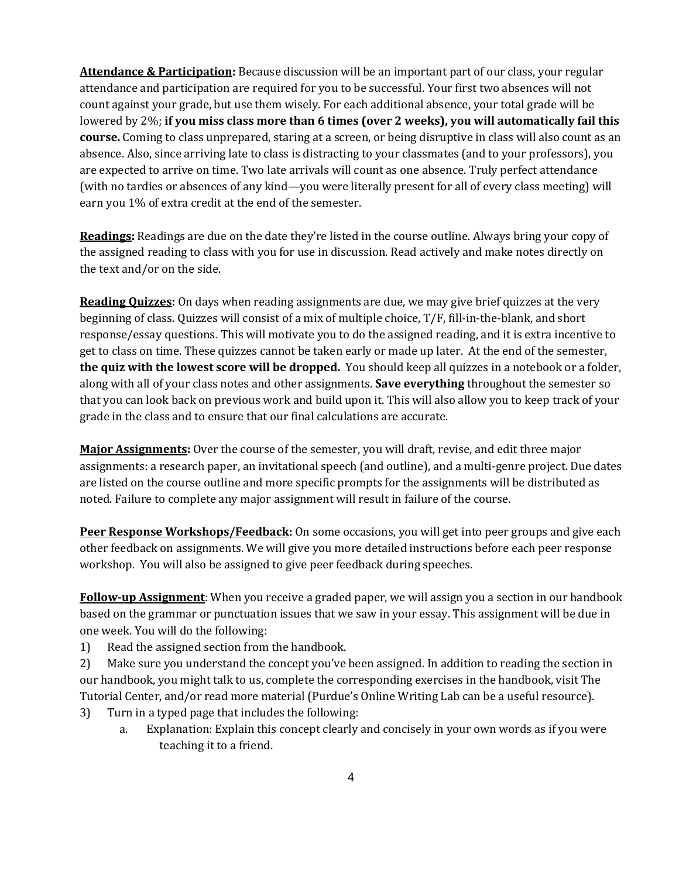**<u>Attendance & Participation</u>:** Because discussion will be an important part of our class, your regular attendance and participation are required for you to be successful. Your first two absences will not count against your grade, but use them wisely. For each additional absence, your total grade will be lowered by 2%; **if you miss class more than 6 times (over 2 weeks), you will automatically fail this course.** Coming to class unprepared, staring at a screen, or being disruptive in class will also count as an absence. Also, since arriving late to class is distracting to your classmates (and to your professors), you are expected to arrive on time. Two late arrivals will count as one absence. Truly perfect attendance (with no tardies or absences of any kind—you were literally present for all of every class meeting) will earn you 1% of extra credit at the end of the semester.

**<u>Readings</u>:** Readings are due on the date they're listed in the course outline. Always bring your copy of the assigned reading to class with you for use in discussion. Read actively and make notes directly on the text and/or on the side.

**<u>Reading Quizzes</u>:** On days when reading assignments are due, we may give brief quizzes at the very beginning of class. Quizzes will consist of a mix of multiple choice, T/F, fill-in-the-blank, and short response/essay questions. This will motivate you to do the assigned reading, and it is extra incentive to get to class on time. These quizzes cannot be taken early or made up later. At the end of the semester, **the quiz with the lowest score will be dropped.** You should keep all quizzes in a notebook or a folder, along with all of your class notes and other assignments. **Save everything** throughout the semester so that you can look back on previous work and build upon it. This will also allow you to keep track of your grade in the class and to ensure that our final calculations are accurate.

**<u>Major Assignments</u>:** Over the course of the semester, you will draft, revise, and edit three major assignments: a research paper, an invitational speech (and outline), and a multi-genre project. Due dates are listed on the course outline and more specific prompts for the assignments will be distributed as noted. Failure to complete any major assignment will result in failure of the course.

**<u>Peer Response Workshops/Feedback</u>:** On some occasions, you will get into peer groups and give each other feedback on assignments. We will give you more detailed instructions before each peer response workshop. You will also be assigned to give peer feedback during speeches.

**<u>Follow-up Assignment</u>**: When you receive a graded paper, we will assign you a section in our handbook based on the grammar or punctuation issues that we saw in your essay. This assignment will be due in one week. You will do the following:

1) Read the assigned section from the handbook.
2) Make sure you understand the concept you've been assigned. In addition to reading the section in our handbook, you might talk to us, complete the corresponding exercises in the handbook, visit The Tutorial Center, and/or read more material (Purdue's Online Writing Lab can be a useful resource).
3) Turn in a typed page that includes the following:
    a. Explanation: Explain this concept clearly and concisely in your own words as if you were teaching it to a friend.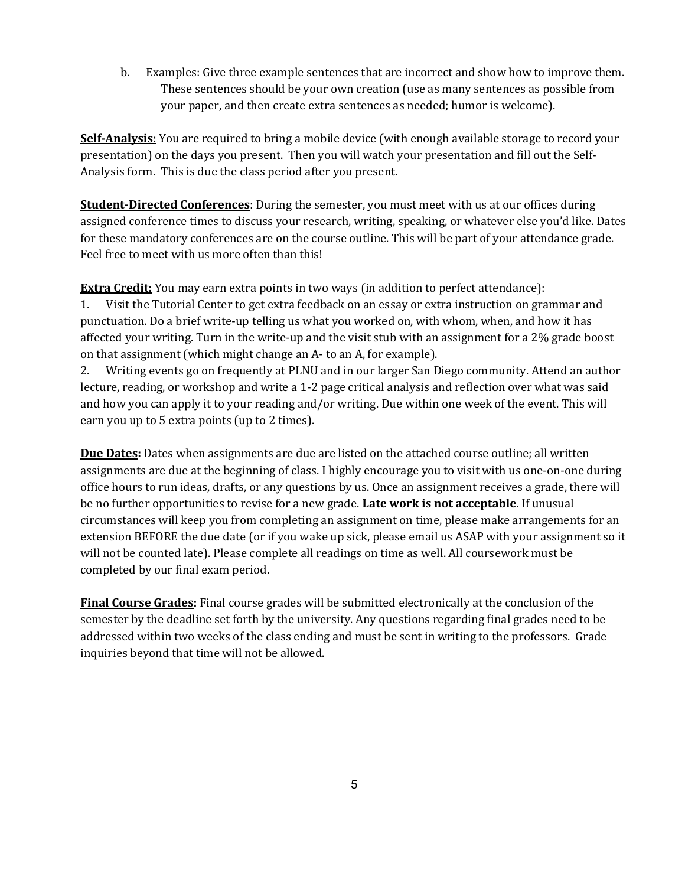b. Examples: Give three example sentences that are incorrect and show how to improve them. These sentences should be your own creation (use as many sentences as possible from your paper, and then create extra sentences as needed; humor is welcome).

**Self-Analysis:** You are required to bring a mobile device (with enough available storage to record your presentation) on the days you present. Then you will watch your presentation and fill out the Self-Analysis form. This is due the class period after you present.

**Student-Directed Conferences**: During the semester, you must meet with us at our offices during assigned conference times to discuss your research, writing, speaking, or whatever else you'd like. Dates for these mandatory conferences are on the course outline. This will be part of your attendance grade. Feel free to meet with us more often than this!

**Extra Credit:** You may earn extra points in two ways (in addition to perfect attendance):

1. Visit the Tutorial Center to get extra feedback on an essay or extra instruction on grammar and punctuation. Do a brief write-up telling us what you worked on, with whom, when, and how it has affected your writing. Turn in the write-up and the visit stub with an assignment for a 2% grade boost on that assignment (which might change an A- to an A, for example).
2. Writing events go on frequently at PLNU and in our larger San Diego community. Attend an author lecture, reading, or workshop and write a 1-2 page critical analysis and reflection over what was said and how you can apply it to your reading and/or writing. Due within one week of the event. This will earn you up to 5 extra points (up to 2 times).

**Due Dates:** Dates when assignments are due are listed on the attached course outline; all written assignments are due at the beginning of class. I highly encourage you to visit with us one-on-one during office hours to run ideas, drafts, or any questions by us. Once an assignment receives a grade, there will be no further opportunities to revise for a new grade. **Late work is not acceptable**. If unusual circumstances will keep you from completing an assignment on time, please make arrangements for an extension BEFORE the due date (or if you wake up sick, please email us ASAP with your assignment so it will not be counted late). Please complete all readings on time as well. All coursework must be completed by our final exam period.

**Final Course Grades:** Final course grades will be submitted electronically at the conclusion of the semester by the deadline set forth by the university. Any questions regarding final grades need to be addressed within two weeks of the class ending and must be sent in writing to the professors. Grade inquiries beyond that time will not be allowed.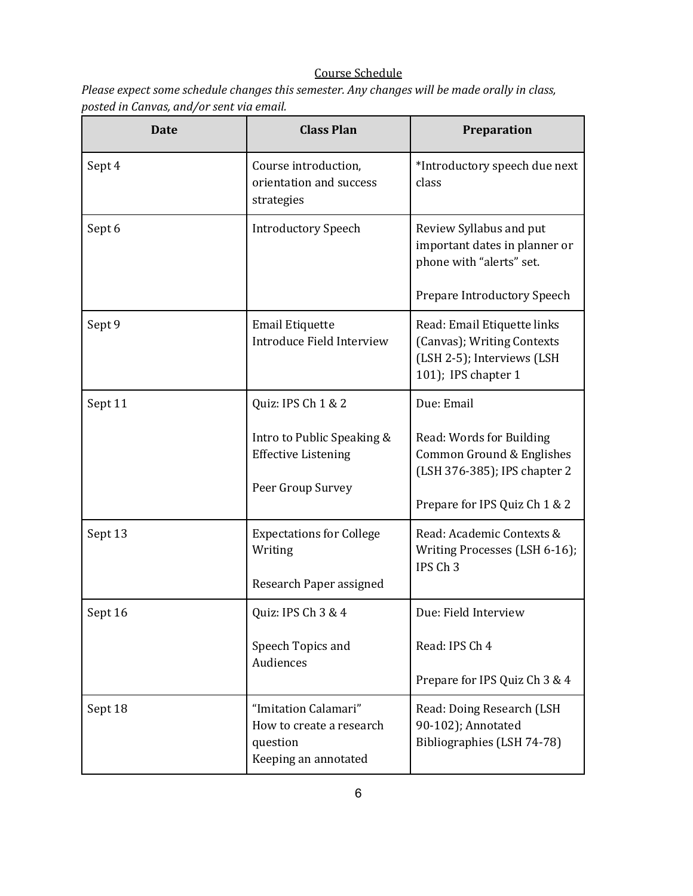## Course Schedule

*Please expect some schedule changes this semester. Any changes will be made orally in class, posted in Canvas, and/or sent via email.*

| Date | Class Plan | Preparation |
|---|---|---|
| Sept 4 | Course introduction, orientation and success strategies | *Introductory speech due next class |
| Sept 6 | Introductory Speech | Review Syllabus and put important dates in planner or phone with "alerts" set.<br><br>Prepare Introductory Speech |
| Sept 9 | Email Etiquette<br>Introduce Field Interview | Read: Email Etiquette links (Canvas); Writing Contexts (LSH 2-5); Interviews (LSH 101); IPS chapter 1 |
| Sept 11 | Quiz: IPS Ch 1 & 2<br><br>Intro to Public Speaking & Effective Listening<br><br>Peer Group Survey | Due: Email<br><br>Read: Words for Building Common Ground & Englishes (LSH 376-385); IPS chapter 2<br><br>Prepare for IPS Quiz Ch 1 & 2 |
| Sept 13 | Expectations for College Writing<br><br>Research Paper assigned | Read: Academic Contexts & Writing Processes (LSH 6-16); IPS Ch 3 |
| Sept 16 | Quiz: IPS Ch 3 & 4<br><br>Speech Topics and Audiences | Due: Field Interview<br><br>Read: IPS Ch 4<br><br>Prepare for IPS Quiz Ch 3 & 4 |
| Sept 18 | "Imitation Calamari"<br>How to create a research question<br>Keeping an annotated | Read: Doing Research (LSH 90-102); Annotated Bibliographies (LSH 74-78) |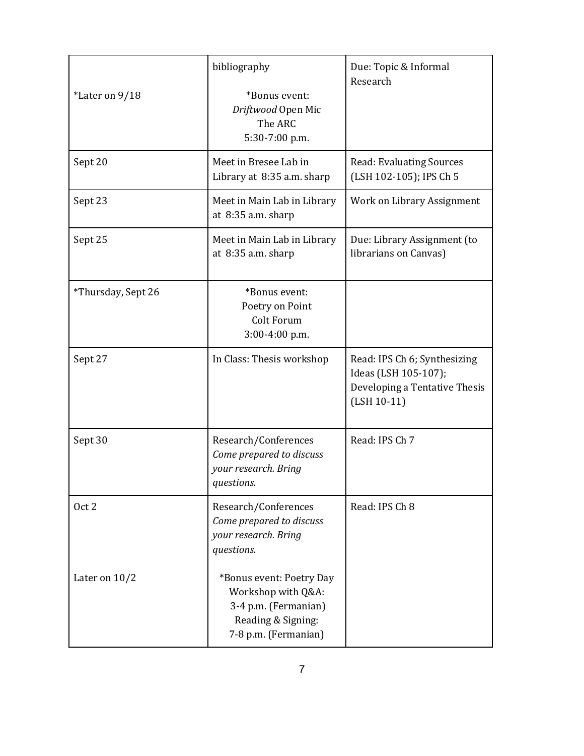| | | |
|---|---|---|
| *Later on 9/18 | bibliography<br><br>*Bonus event:<br>*Driftwood* Open Mic<br>The ARC<br>5:30-7:00 p.m. | Due: Topic & Informal Research |
| Sept 20 | Meet in Bresee Lab in Library at 8:35 a.m. sharp | Read: Evaluating Sources (LSH 102-105); IPS Ch 5 |
| Sept 23 | Meet in Main Lab in Library at 8:35 a.m. sharp | Work on Library Assignment |
| Sept 25 | Meet in Main Lab in Library at 8:35 a.m. sharp | Due: Library Assignment (to librarians on Canvas) |
| *Thursday, Sept 26 | *Bonus event:<br>Poetry on Point<br>Colt Forum<br>3:00-4:00 p.m. | |
| Sept 27 | In Class: Thesis workshop | Read: IPS Ch 6; Synthesizing Ideas (LSH 105-107); Developing a Tentative Thesis (LSH 10-11) |
| Sept 30 | Research/Conferences<br>*Come prepared to discuss your research. Bring questions.* | Read: IPS Ch 7 |
| Oct 2<br><br>Later on 10/2 | Research/Conferences<br>*Come prepared to discuss your research. Bring questions.*<br><br>*Bonus event: Poetry Day<br>Workshop with Q&A:<br>3-4 p.m. (Fermanian)<br>Reading & Signing:<br>7-8 p.m. (Fermanian) | Read: IPS Ch 8 |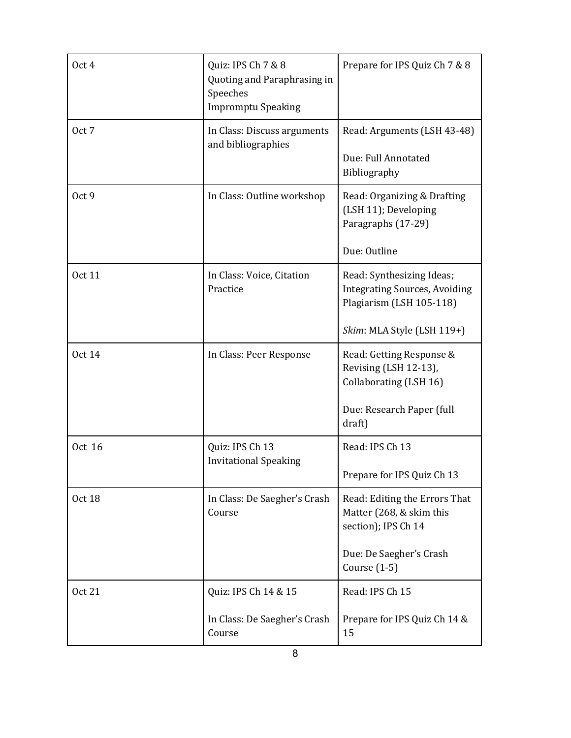| Oct 4 | Quiz: IPS Ch 7 & 8<br>Quoting and Paraphrasing in Speeches<br>Impromptu Speaking | Prepare for IPS Quiz Ch 7 & 8 |
|---|---|---|
| Oct 7 | In Class: Discuss arguments and bibliographies | Read: Arguments (LSH 43-48)<br><br>Due: Full Annotated Bibliography |
| Oct 9 | In Class: Outline workshop | Read: Organizing & Drafting (LSH 11); Developing Paragraphs (17-29)<br><br>Due: Outline |
| Oct 11 | In Class: Voice, Citation Practice | Read: Synthesizing Ideas; Integrating Sources, Avoiding Plagiarism (LSH 105-118)<br><br>*Skim*: MLA Style (LSH 119+) |
| Oct 14 | In Class: Peer Response | Read: Getting Response & Revising (LSH 12-13), Collaborating (LSH 16)<br><br>Due: Research Paper (full draft) |
| Oct 16 | Quiz: IPS Ch 13<br>Invitational Speaking | Read: IPS Ch 13<br><br>Prepare for IPS Quiz Ch 13 |
| Oct 18 | In Class: De Saegher's Crash Course | Read: Editing the Errors That Matter (268, & skim this section); IPS Ch 14<br><br>Due: De Saegher's Crash Course (1-5) |
| Oct 21 | Quiz: IPS Ch 14 & 15<br><br>In Class: De Saegher's Crash Course | Read: IPS Ch 15<br><br>Prepare for IPS Quiz Ch 14 & 15 |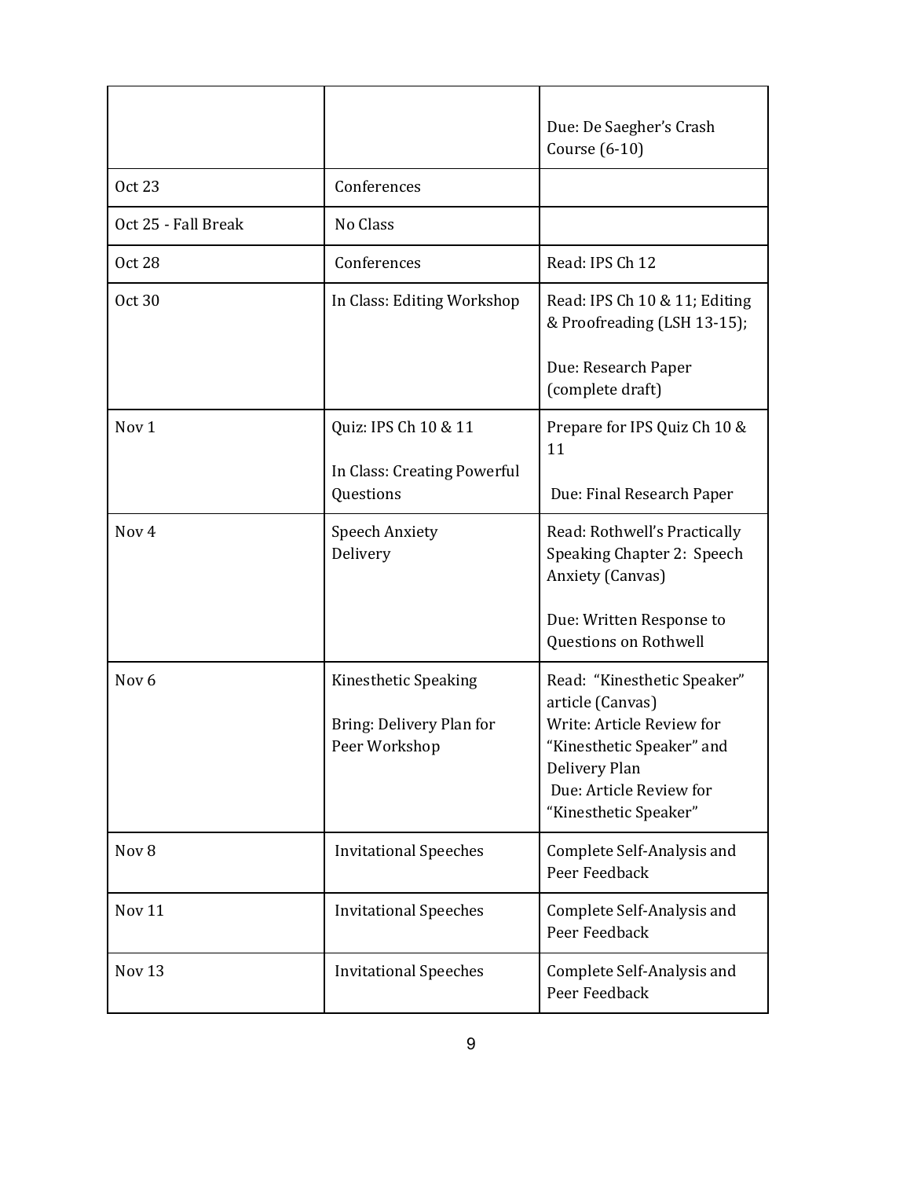| | | |
|---|---|---|
| | | Due: De Saegher's Crash Course (6-10) |
| Oct 23 | Conferences | |
| Oct 25 - Fall Break | No Class | |
| Oct 28 | Conferences | Read: IPS Ch 12 |
| Oct 30 | In Class: Editing Workshop | Read: IPS Ch 10 & 11; Editing & Proofreading (LSH 13-15);<br><br>Due: Research Paper (complete draft) |
| Nov 1 | Quiz: IPS Ch 10 & 11<br><br>In Class: Creating Powerful Questions | Prepare for IPS Quiz Ch 10 & 11<br><br>Due: Final Research Paper |
| Nov 4 | Speech Anxiety<br>Delivery | Read: Rothwell's Practically Speaking Chapter 2: Speech Anxiety (Canvas)<br><br>Due: Written Response to Questions on Rothwell |
| Nov 6 | Kinesthetic Speaking<br><br>Bring: Delivery Plan for Peer Workshop | Read: "Kinesthetic Speaker" article (Canvas)<br>Write: Article Review for "Kinesthetic Speaker" and Delivery Plan<br>Due: Article Review for "Kinesthetic Speaker" |
| Nov 8 | Invitational Speeches | Complete Self-Analysis and Peer Feedback |
| Nov 11 | Invitational Speeches | Complete Self-Analysis and Peer Feedback |
| Nov 13 | Invitational Speeches | Complete Self-Analysis and Peer Feedback |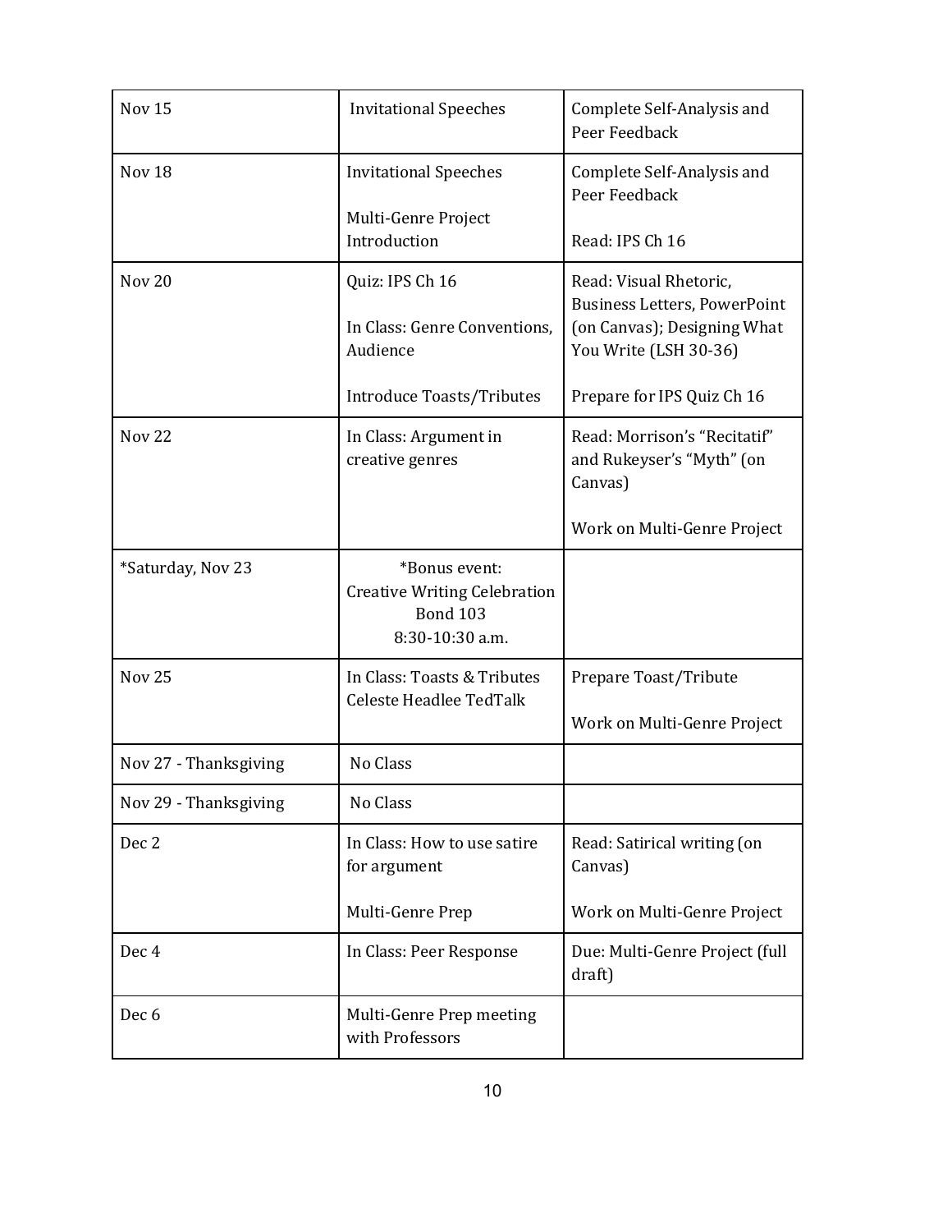| Nov 15 | Invitational Speeches | Complete Self-Analysis and Peer Feedback |
|---|---|---|
| Nov 18 | Invitational Speeches<br><br>Multi-Genre Project Introduction | Complete Self-Analysis and Peer Feedback<br><br>Read: IPS Ch 16 |
| Nov 20 | Quiz: IPS Ch 16<br><br>In Class: Genre Conventions, Audience<br><br>Introduce Toasts/Tributes | Read: Visual Rhetoric, Business Letters, PowerPoint (on Canvas); Designing What You Write (LSH 30-36)<br><br>Prepare for IPS Quiz Ch 16 |
| Nov 22 | In Class: Argument in creative genres | Read: Morrison's "Recitatif" and Rukeyser's "Myth" (on Canvas)<br><br>Work on Multi-Genre Project |
| *Saturday, Nov 23 | *Bonus event:<br>Creative Writing Celebration<br>Bond 103<br>8:30-10:30 a.m. | |
| Nov 25 | In Class: Toasts & Tributes<br>Celeste Headlee TedTalk | Prepare Toast/Tribute<br><br>Work on Multi-Genre Project |
| Nov 27 - Thanksgiving | No Class | |
| Nov 29 - Thanksgiving | No Class | |
| Dec 2 | In Class: How to use satire for argument<br><br>Multi-Genre Prep | Read: Satirical writing (on Canvas)<br><br>Work on Multi-Genre Project |
| Dec 4 | In Class: Peer Response | Due: Multi-Genre Project (full draft) |
| Dec 6 | Multi-Genre Prep meeting with Professors | |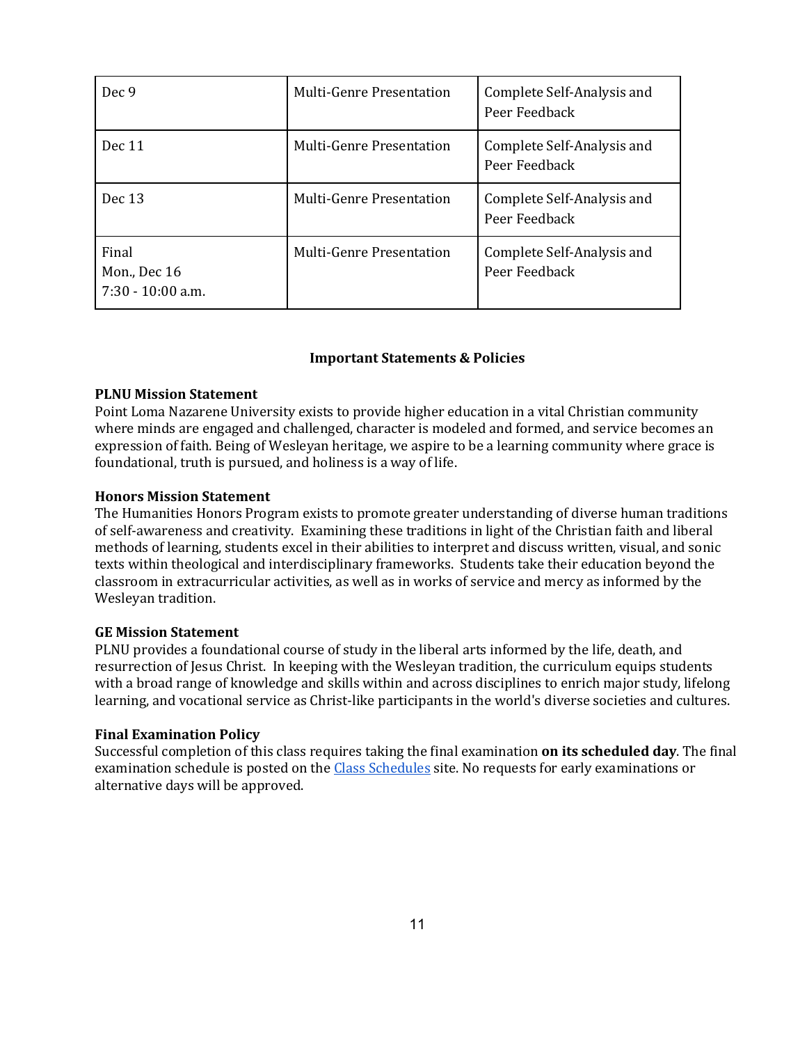| Dec 9 | Multi-Genre Presentation | Complete Self-Analysis and Peer Feedback |
|---|---|---|
| Dec 11 | Multi-Genre Presentation | Complete Self-Analysis and Peer Feedback |
| Dec 13 | Multi-Genre Presentation | Complete Self-Analysis and Peer Feedback |
| Final<br>Mon., Dec 16<br>7:30 - 10:00 a.m. | Multi-Genre Presentation | Complete Self-Analysis and Peer Feedback |

## Important Statements & Policies

### PLNU Mission Statement

Point Loma Nazarene University exists to provide higher education in a vital Christian community where minds are engaged and challenged, character is modeled and formed, and service becomes an expression of faith. Being of Wesleyan heritage, we aspire to be a learning community where grace is foundational, truth is pursued, and holiness is a way of life.

### Honors Mission Statement

The Humanities Honors Program exists to promote greater understanding of diverse human traditions of self-awareness and creativity. Examining these traditions in light of the Christian faith and liberal methods of learning, students excel in their abilities to interpret and discuss written, visual, and sonic texts within theological and interdisciplinary frameworks. Students take their education beyond the classroom in extracurricular activities, as well as in works of service and mercy as informed by the Wesleyan tradition.

### GE Mission Statement

PLNU provides a foundational course of study in the liberal arts informed by the life, death, and resurrection of Jesus Christ. In keeping with the Wesleyan tradition, the curriculum equips students with a broad range of knowledge and skills within and across disciplines to enrich major study, lifelong learning, and vocational service as Christ-like participants in the world's diverse societies and cultures.

### Final Examination Policy

Successful completion of this class requires taking the final examination **on its scheduled day**. The final examination schedule is posted on the [Class Schedules](Class Schedules) site. No requests for early examinations or alternative days will be approved.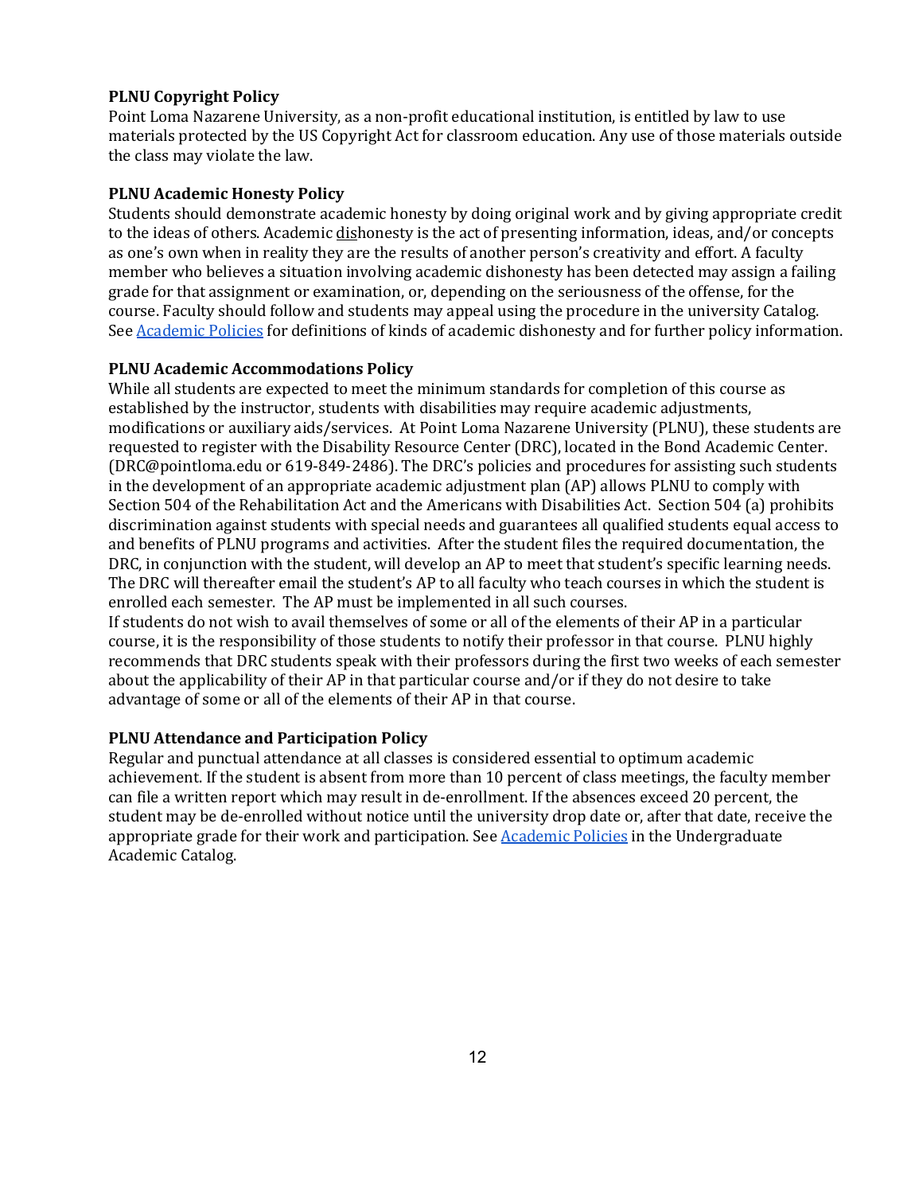**PLNU Copyright Policy**

Point Loma Nazarene University, as a non-profit educational institution, is entitled by law to use materials protected by the US Copyright Act for classroom education. Any use of those materials outside the class may violate the law.

**PLNU Academic Honesty Policy**

Students should demonstrate academic honesty by doing original work and by giving appropriate credit to the ideas of others. Academic dishonesty is the act of presenting information, ideas, and/or concepts as one's own when in reality they are the results of another person's creativity and effort. A faculty member who believes a situation involving academic dishonesty has been detected may assign a failing grade for that assignment or examination, or, depending on the seriousness of the offense, for the course. Faculty should follow and students may appeal using the procedure in the university Catalog. See Academic Policies for definitions of kinds of academic dishonesty and for further policy information.

**PLNU Academic Accommodations Policy**

While all students are expected to meet the minimum standards for completion of this course as established by the instructor, students with disabilities may require academic adjustments, modifications or auxiliary aids/services. At Point Loma Nazarene University (PLNU), these students are requested to register with the Disability Resource Center (DRC), located in the Bond Academic Center. (DRC@pointloma.edu or 619-849-2486). The DRC's policies and procedures for assisting such students in the development of an appropriate academic adjustment plan (AP) allows PLNU to comply with Section 504 of the Rehabilitation Act and the Americans with Disabilities Act. Section 504 (a) prohibits discrimination against students with special needs and guarantees all qualified students equal access to and benefits of PLNU programs and activities. After the student files the required documentation, the DRC, in conjunction with the student, will develop an AP to meet that student's specific learning needs. The DRC will thereafter email the student's AP to all faculty who teach courses in which the student is enrolled each semester. The AP must be implemented in all such courses.

If students do not wish to avail themselves of some or all of the elements of their AP in a particular course, it is the responsibility of those students to notify their professor in that course. PLNU highly recommends that DRC students speak with their professors during the first two weeks of each semester about the applicability of their AP in that particular course and/or if they do not desire to take advantage of some or all of the elements of their AP in that course.

**PLNU Attendance and Participation Policy**

Regular and punctual attendance at all classes is considered essential to optimum academic achievement. If the student is absent from more than 10 percent of class meetings, the faculty member can file a written report which may result in de-enrollment. If the absences exceed 20 percent, the student may be de-enrolled without notice until the university drop date or, after that date, receive the appropriate grade for their work and participation. See Academic Policies in the Undergraduate Academic Catalog.